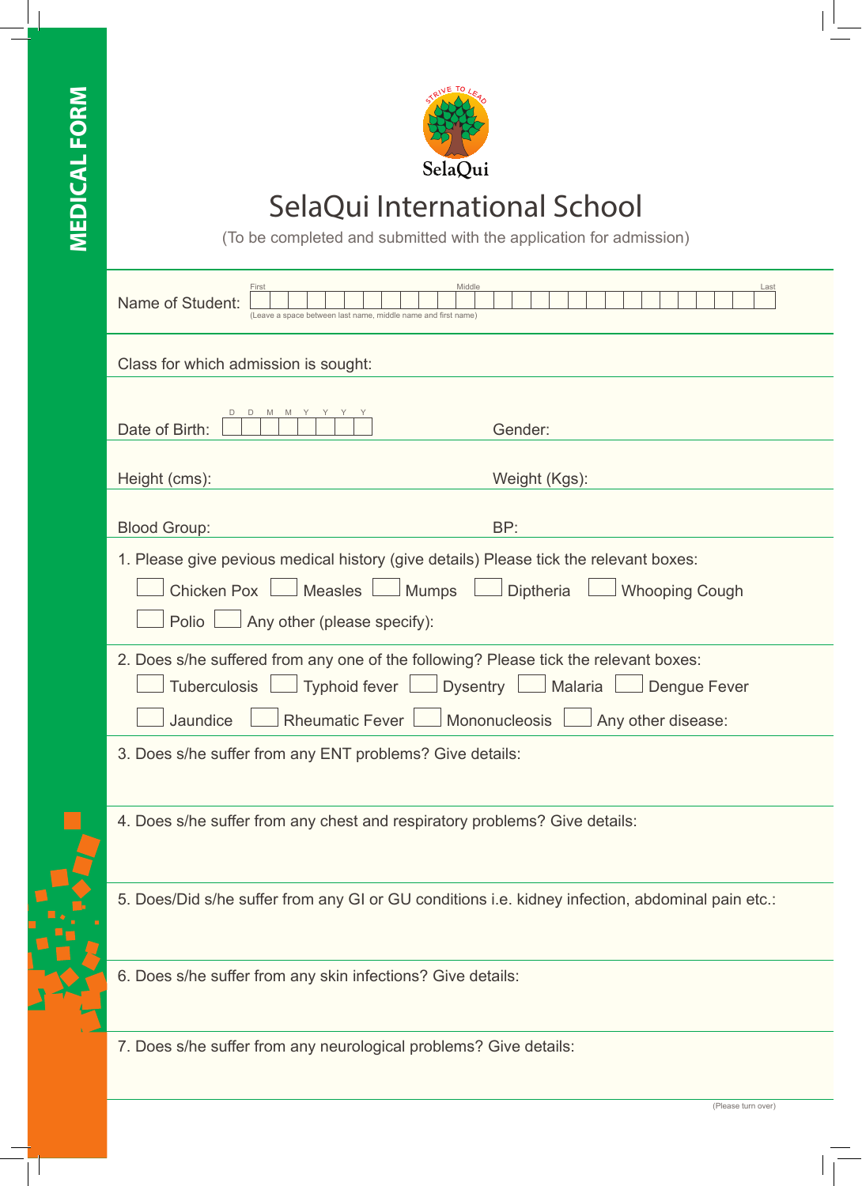MEDICAL FORM

STRIVE TO LEAD

SelaQui

# SelaQui International School

(To be completed and submitted with the application for admission)

Name of Student: First ______ Middle ______ Last ______
(Leave a space between last name, middle name and first name)

Class for which admission is sought:

Date of Birth: D D M M Y Y Y Y                Gender:

Height (cms):                Weight (Kgs):

Blood Group:                BP:

1. Please give pevious medical history (give details) Please tick the relevant boxes:

☐ Chicken Pox ☐ Measles ☐ Mumps ☐ Diptheria ☐ Whooping Cough

☐ Polio ☐ Any other (please specify):

2. Does s/he suffered from any one of the following? Please tick the relevant boxes:

☐ Tuberculosis ☐ Typhoid fever ☐ Dysentry ☐ Malaria ☐ Dengue Fever

☐ Jaundice ☐ Rheumatic Fever ☐ Mononucleosis ☐ Any other disease:

3. Does s/he suffer from any ENT problems? Give details:

4. Does s/he suffer from any chest and respiratory problems? Give details:

5. Does/Did s/he suffer from any GI or GU conditions i.e. kidney infection, abdominal pain etc.:

6. Does s/he suffer from any skin infections? Give details:

7. Does s/he suffer from any neurological problems? Give details:

(Please turn over)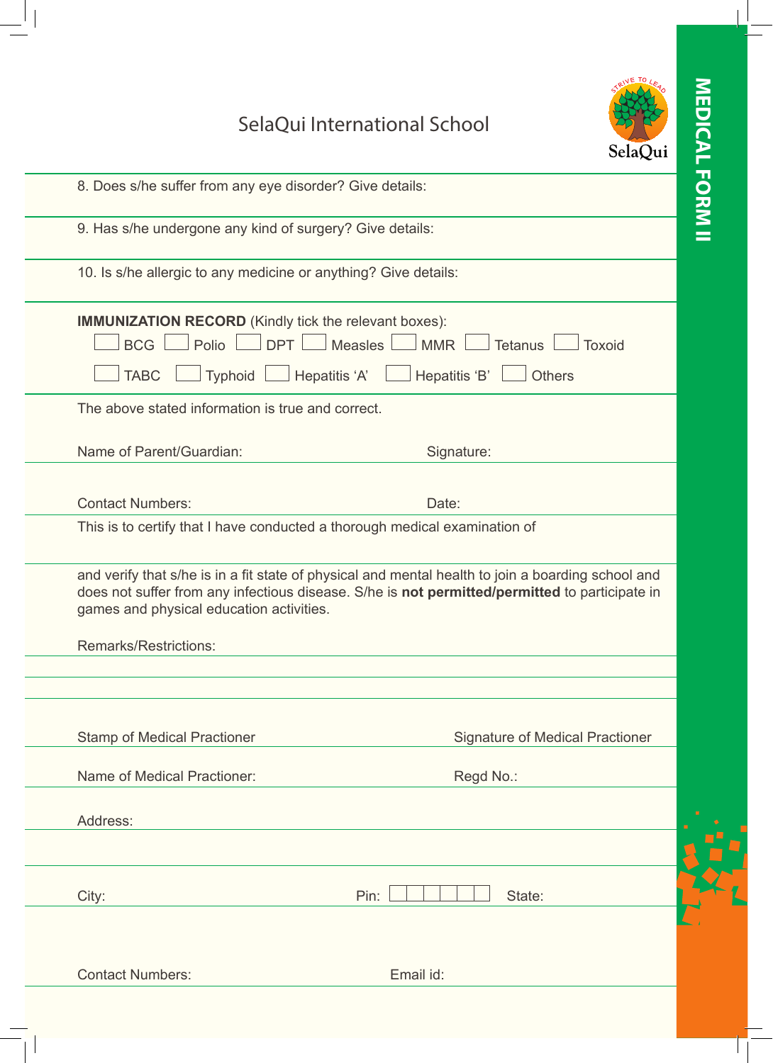# SelaQui International School

**MEDICAL FORM II**

8. Does s/he suffer from any eye disorder? Give details:

9. Has s/he undergone any kind of surgery? Give details:

10. Is s/he allergic to any medicine or anything? Give details:

**IMMUNIZATION RECORD** (Kindly tick the relevant boxes):

☐ BCG ☐ Polio ☐ DPT ☐ Measles ☐ MMR ☐ Tetanus ☐ Toxoid

☐ TABC ☐ Typhoid ☐ Hepatitis 'A' ☐ Hepatitis 'B' ☐ Others

The above stated information is true and correct.

Name of Parent/Guardian: Signature:

Contact Numbers: Date:

This is to certify that I have conducted a thorough medical examination of

and verify that s/he is in a fit state of physical and mental health to join a boarding school and does not suffer from any infectious disease. S/he is **not permitted/permitted** to participate in games and physical education activities.

Remarks/Restrictions:

Stamp of Medical Practioner Signature of Medical Practioner

Name of Medical Practioner: Regd No.:

Address:

City: Pin: ☐☐☐☐☐☐ State:

Contact Numbers: Email id: